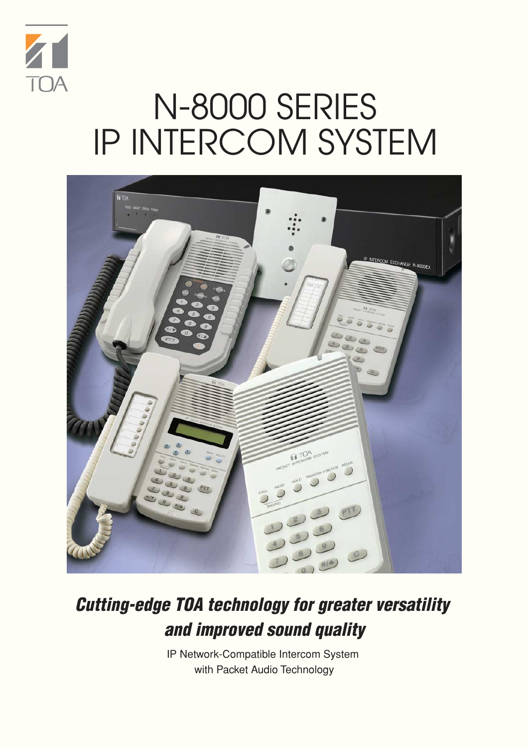TOA

# N-8000 SERIES
# IP INTERCOM SYSTEM

***Cutting-edge TOA technology for greater versatility and improved sound quality***

IP Network-Compatible Intercom System
with Packet Audio Technology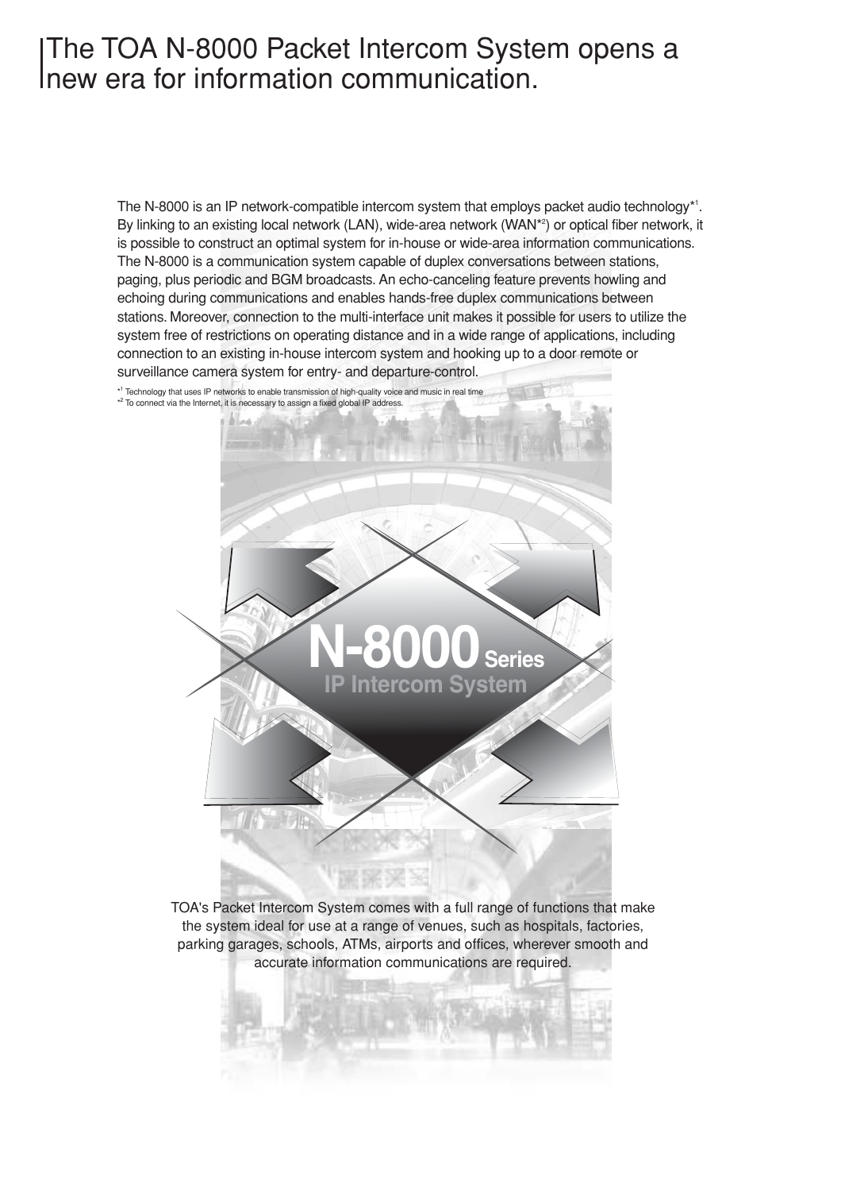# The TOA N-8000 Packet Intercom System opens a new era for information communication.

The N-8000 is an IP network-compatible intercom system that employs packet audio technology*[1]. By linking to an existing local network (LAN), wide-area network (WAN*[2]) or optical fiber network, it is possible to construct an optimal system for in-house or wide-area information communications. The N-8000 is a communication system capable of duplex conversations between stations, paging, plus periodic and BGM broadcasts. An echo-canceling feature prevents howling and echoing during communications and enables hands-free duplex communications between stations. Moreover, connection to the multi-interface unit makes it possible for users to utilize the system free of restrictions on operating distance and in a wide range of applications, including connection to an existing in-house intercom system and hooking up to a door remote or surveillance camera system for entry- and departure-control.

*[1] Technology that uses IP networks to enable transmission of high-quality voice and music in real time
*[2] To connect via the Internet, it is necessary to assign a fixed global IP address.

**N-8000 Series**
**IP Intercom System**

TOA's Packet Intercom System comes with a full range of functions that make the system ideal for use at a range of venues, such as hospitals, factories, parking garages, schools, ATMs, airports and offices, wherever smooth and accurate information communications are required.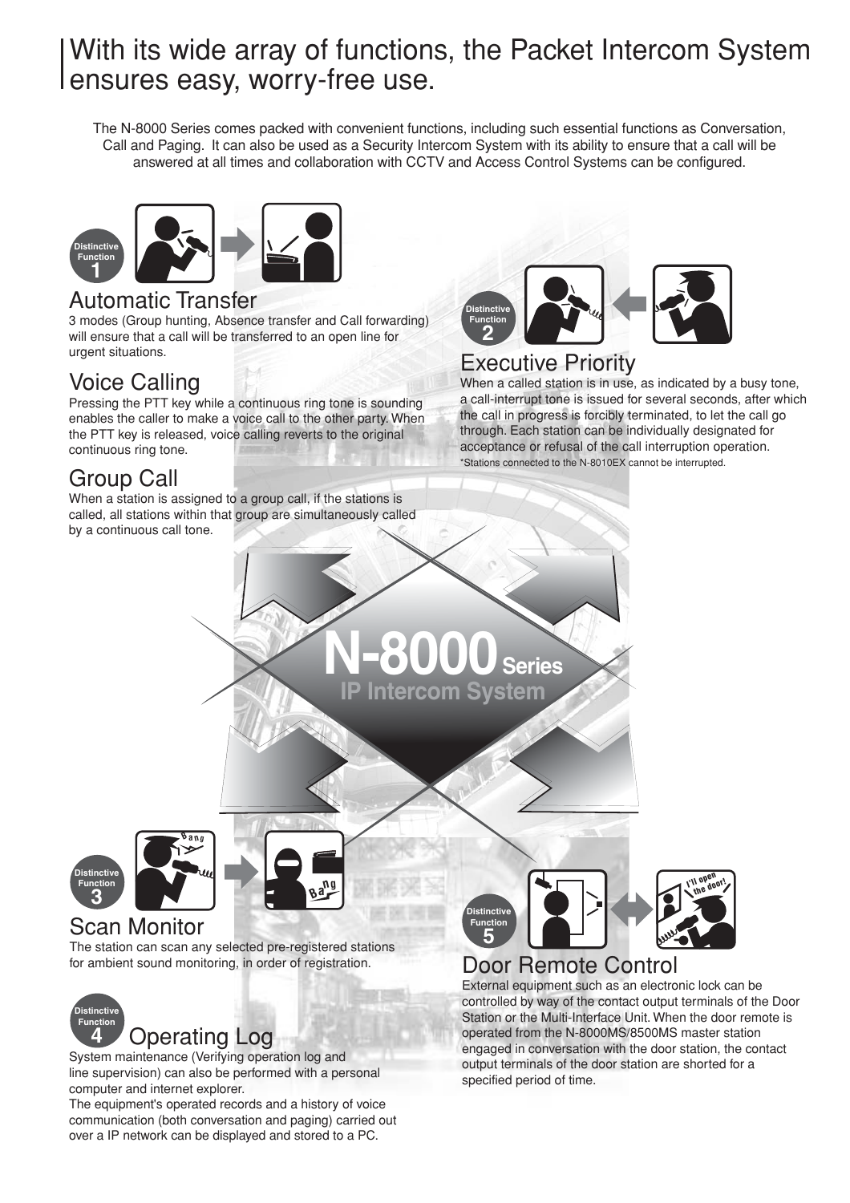# With its wide array of functions, the Packet Intercom System ensures easy, worry-free use.

The N-8000 Series comes packed with convenient functions, including such essential functions as Conversation, Call and Paging. It can also be used as a Security Intercom System with its ability to ensure that a call will be answered at all times and collaboration with CCTV and Access Control Systems can be configured.

Distinctive Function 1

## Automatic Transfer

3 modes (Group hunting, Absence transfer and Call forwarding) will ensure that a call will be transferred to an open line for urgent situations.

## Voice Calling

Pressing the PTT key while a continuous ring tone is sounding enables the caller to make a voice call to the other party. When the PTT key is released, voice calling reverts to the original continuous ring tone.

## Group Call

When a station is assigned to a group call, if the stations is called, all stations within that group are simultaneously called by a continuous call tone.

Distinctive Function 2

## Executive Priority

When a called station is in use, as indicated by a busy tone, a call-interrupt tone is issued for several seconds, after which the call in progress is forcibly terminated, to let the call go through. Each station can be individually designated for acceptance or refusal of the call interruption operation.

*Stations connected to the N-8010EX cannot be interrupted.

**N-8000 Series**
**IP Intercom System**

Distinctive Function 3

## Scan Monitor

The station can scan any selected pre-registered stations for ambient sound monitoring, in order of registration.

Distinctive Function 4

## Operating Log

System maintenance (Verifying operation log and line supervision) can also be performed with a personal computer and internet explorer.

The equipment's operated records and a history of voice communication (both conversation and paging) carried out over a IP network can be displayed and stored to a PC.

Distinctive Function 5

## Door Remote Control

External equipment such as an electronic lock can be controlled by way of the contact output terminals of the Door Station or the Multi-Interface Unit. When the door remote is operated from the N-8000MS/8500MS master station engaged in conversation with the door station, the contact output terminals of the door station are shorted for a specified period of time.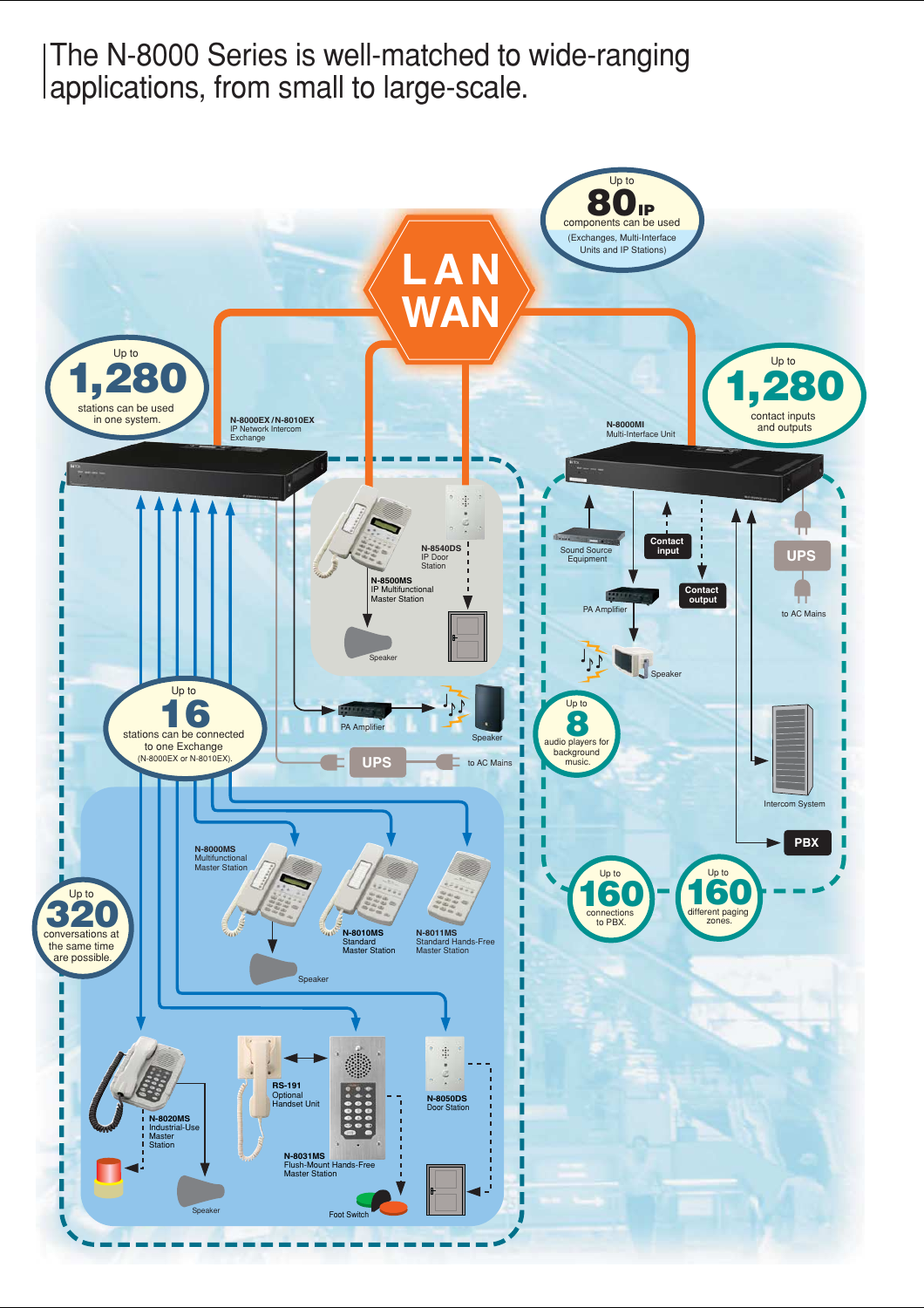# The N-8000 Series is well-matched to wide-ranging applications, from small to large-scale.

LAN WAN

Up to **80** IP components can be used (Exchanges, Multi-Interface Units and IP Stations)

Up to **1,280** stations can be used in one system.

Up to **1,280** contact inputs and outputs

**N-8000EX / N-8010EX**
IP Network Intercom Exchange

**N-8000MI**
Multi-Interface Unit

**N-8540DS**
IP Door Station

**N-8500MS**
IP Multifunctional Master Station

Speaker

PA Amplifier

Speaker

UPS

to AC Mains

Up to **16** stations can be connected to one Exchange (N-8000EX or N-8010EX).

Sound Source Equipment

Contact input

Contact output

PA Amplifier

Speaker

UPS

to AC Mains

Up to **8** audio players for background music.

Intercom System

PBX

Up to **160** connections to PBX.

Up to **160** different paging zones.

**N-8000MS**
Multifunctional Master Station

**N-8010MS**
Standard Master Station

**N-8011MS**
Standard Hands-Free Master Station

Speaker

Up to **320** conversations at the same time are possible.

**N-8020MS**
Industrial-Use Master Station

Speaker

**RS-191**
Optional Handset Unit

**N-8031MS**
Flush-Mount Hands-Free Master Station

Foot Switch

**N-8050DS**
Door Station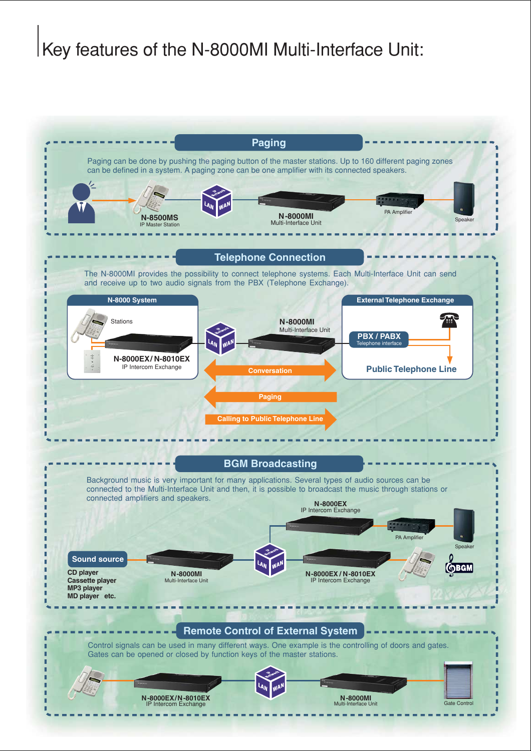# Key features of the N-8000MI Multi-Interface Unit:

## Paging

Paging can be done by pushing the paging button of the master stations. Up to 160 different paging zones can be defined in a system. A paging zone can be one amplifier with its connected speakers.

**N-8500MS**
IP Master Station

IP Network LAN WAN

**N-8000MI**
Multi-Interface Unit

PA Amplifier

Speaker

## Telephone Connection

The N-8000MI provides the possibility to connect telephone systems. Each Multi-Interface Unit can send and receive up to two audio signals from the PBX (Telephone Exchange).

**N-8000 System**

Stations

**N-8000EX / N-8010EX**
IP Intercom Exchange

IP Network LAN WAN

**N-8000MI**
Multi-Interface Unit

**External Telephone Exchange**

**PBX / PABX**
Telephone interface

**Public Telephone Line**

Conversation

Paging

Calling to Public Telephone Line

## BGM Broadcasting

Background music is very important for many applications. Several types of audio sources can be connected to the Multi-Interface Unit and then, it is possible to broadcast the music through stations or connected amplifiers and speakers.

**Sound source**

**CD player**
**Cassette player**
**MP3 player**
**MD player etc.**

**N-8000MI**
Multi-Interface Unit

IP Network LAN WAN

**N-8000EX**
IP Intercom Exchange

PA Amplifier

Speaker

**N-8000EX / N-8010EX**
IP Intercom Exchange

BGM

## Remote Control of External System

Control signals can be used in many different ways. One example is the controlling of doors and gates. Gates can be opened or closed by function keys of the master stations.

**N-8000EX/N-8010EX**
IP Intercom Exchange

IP Network LAN WAN

**N-8000MI**
Multi-Interface Unit

Gate Control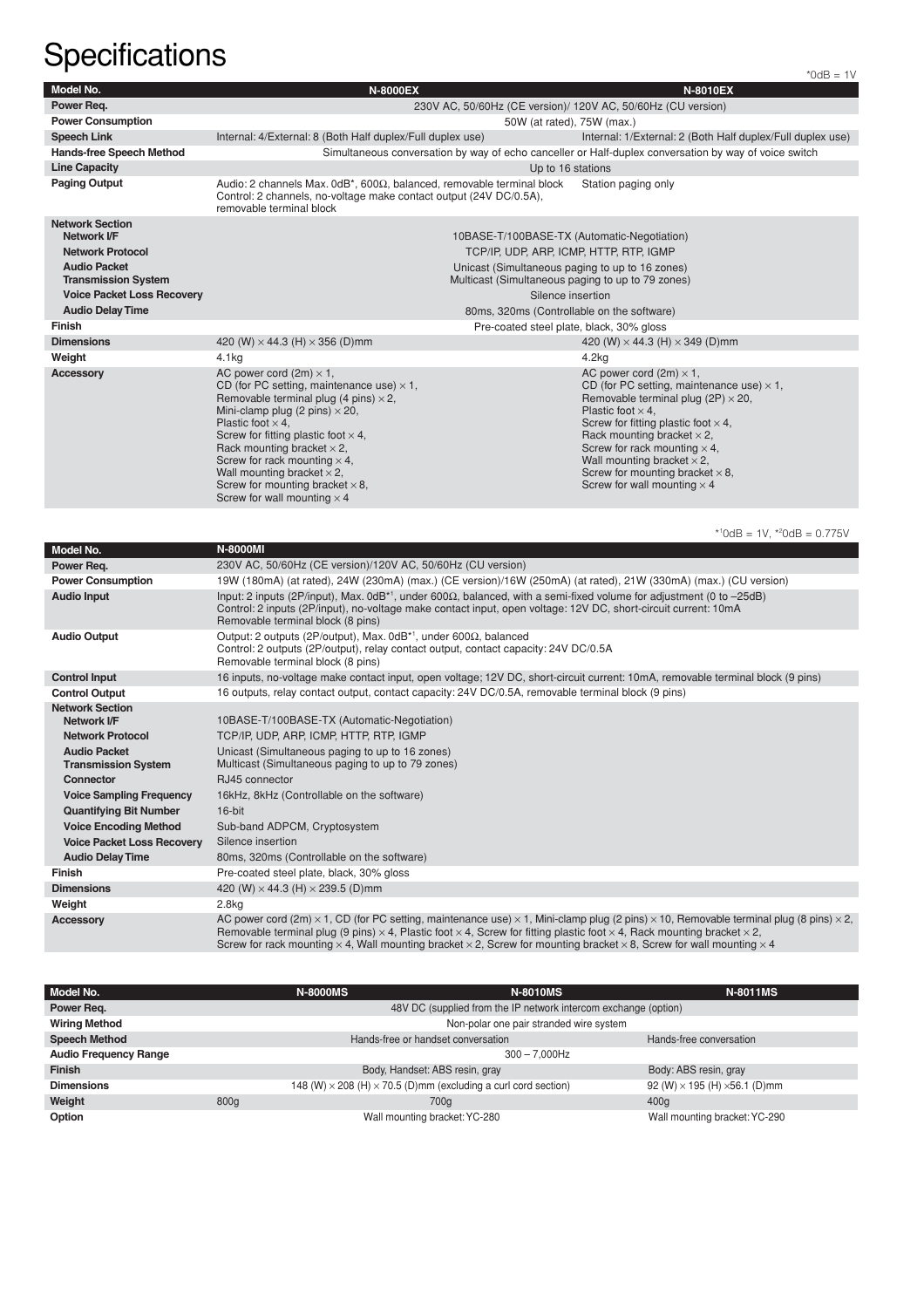# Specifications

*0dB = 1V

| Model No. | N-8000EX | N-8010EX |
|---|---|---|
| Power Req. | 230V AC, 50/60Hz (CE version)/ 120V AC, 50/60Hz (CU version) | |
| Power Consumption | 50W (at rated), 75W (max.) | |
| Speech Link | Internal: 4/External: 8 (Both Half duplex/Full duplex use) | Internal: 1/External: 2 (Both Half duplex/Full duplex use) |
| Hands-free Speech Method | Simultaneous conversation by way of echo canceller or Half-duplex conversation by way of voice switch | |
| Line Capacity | Up to 16 stations | |
| Paging Output | Audio: 2 channels Max. 0dB*, 600Ω, balanced, removable terminal block<br>Control: 2 channels, no-voltage make contact output (24V DC/0.5A), removable terminal block | Station paging only |
| **Network Section** | | |
| Network I/F | 10BASE-T/100BASE-TX (Automatic-Negotiation) | |
| Network Protocol | TCP/IP, UDP, ARP, ICMP, HTTP, RTP, IGMP | |
| Audio Packet Transmission System | Unicast (Simultaneous paging to up to 16 zones)<br>Multicast (Simultaneous paging to up to 79 zones) | |
| Voice Packet Loss Recovery | Silence insertion | |
| Audio Delay Time | 80ms, 320ms (Controllable on the software) | |
| Finish | Pre-coated steel plate, black, 30% gloss | |
| Dimensions | 420 (W) × 44.3 (H) × 356 (D)mm | 420 (W) × 44.3 (H) × 349 (D)mm |
| Weight | 4.1kg | 4.2kg |
| Accessory | AC power cord (2m) × 1,<br>CD (for PC setting, maintenance use) × 1,<br>Removable terminal plug (4 pins) × 2,<br>Mini-clamp plug (2 pins) × 20,<br>Plastic foot × 4,<br>Screw for fitting plastic foot × 4,<br>Rack mounting bracket × 2,<br>Screw for rack mounting × 4,<br>Wall mounting bracket × 2,<br>Screw for mounting bracket × 8,<br>Screw for wall mounting × 4 | AC power cord (2m) × 1,<br>CD (for PC setting, maintenance use) × 1,<br>Removable terminal plug (2P) × 20,<br>Plastic foot × 4,<br>Screw for fitting plastic foot × 4,<br>Rack mounting bracket × 2,<br>Screw for rack mounting × 4,<br>Wall mounting bracket × 2,<br>Screw for mounting bracket × 8,<br>Screw for wall mounting × 4 |

*[1]0dB = 1V, *[2]0dB = 0.775V

| Model No. | N-8000MI |
|---|---|
| Power Req. | 230V AC, 50/60Hz (CE version)/120V AC, 50/60Hz (CU version) |
| Power Consumption | 19W (180mA) (at rated), 24W (230mA) (max.) (CE version)/16W (250mA) (at rated), 21W (330mA) (max.) (CU version) |
| Audio Input | Input: 2 inputs (2P/input), Max. 0dB*[1], under 600Ω, balanced, with a semi-fixed volume for adjustment (0 to –25dB)<br>Control: 2 inputs (2P/input), no-voltage make contact input, open voltage: 12V DC, short-circuit current: 10mA<br>Removable terminal block (8 pins) |
| Audio Output | Output: 2 outputs (2P/output), Max. 0dB*[1], under 600Ω, balanced<br>Control: 2 outputs (2P/output), relay contact output, contact capacity: 24V DC/0.5A<br>Removable terminal block (8 pins) |
| Control Input | 16 inputs, no-voltage make contact input, open voltage; 12V DC, short-circuit current: 10mA, removable terminal block (9 pins) |
| Control Output | 16 outputs, relay contact output, contact capacity: 24V DC/0.5A, removable terminal block (9 pins) |
| **Network Section** | |
| Network I/F | 10BASE-T/100BASE-TX (Automatic-Negotiation) |
| Network Protocol | TCP/IP, UDP, ARP, ICMP, HTTP, RTP, IGMP |
| Audio Packet Transmission System | Unicast (Simultaneous paging to up to 16 zones)<br>Multicast (Simultaneous paging to up to 79 zones) |
| Connector | RJ45 connector |
| Voice Sampling Frequency | 16kHz, 8kHz (Controllable on the software) |
| Quantifying Bit Number | 16-bit |
| Voice Encoding Method | Sub-band ADPCM, Cryptosystem |
| Voice Packet Loss Recovery | Silence insertion |
| Audio Delay Time | 80ms, 320ms (Controllable on the software) |
| Finish | Pre-coated steel plate, black, 30% gloss |
| Dimensions | 420 (W) × 44.3 (H) × 239.5 (D)mm |
| Weight | 2.8kg |
| Accessory | AC power cord (2m) × 1, CD (for PC setting, maintenance use) × 1, Mini-clamp plug (2 pins) × 10, Removable terminal plug (8 pins) × 2, Removable terminal plug (9 pins) × 4, Plastic foot × 4, Screw for fitting plastic foot × 4, Rack mounting bracket × 2, Screw for rack mounting × 4, Wall mounting bracket × 2, Screw for mounting bracket × 8, Screw for wall mounting × 4 |

| Model No. | N-8000MS | N-8010MS | N-8011MS |
|---|---|---|---|
| Power Req. | 48V DC (supplied from the IP network intercom exchange (option) | | |
| Wiring Method | Non-polar one pair stranded wire system | | |
| Speech Method | Hands-free or handset conversation | | Hands-free conversation |
| Audio Frequency Range | 300 – 7,000Hz | | |
| Finish | Body, Handset: ABS resin, gray | | Body: ABS resin, gray |
| Dimensions | 148 (W) × 208 (H) × 70.5 (D)mm (excluding a curl cord section) | | 92 (W) × 195 (H) ×56.1 (D)mm |
| Weight | 800g | 700g | 400g |
| Option | Wall mounting bracket: YC-280 | | Wall mounting bracket: YC-290 |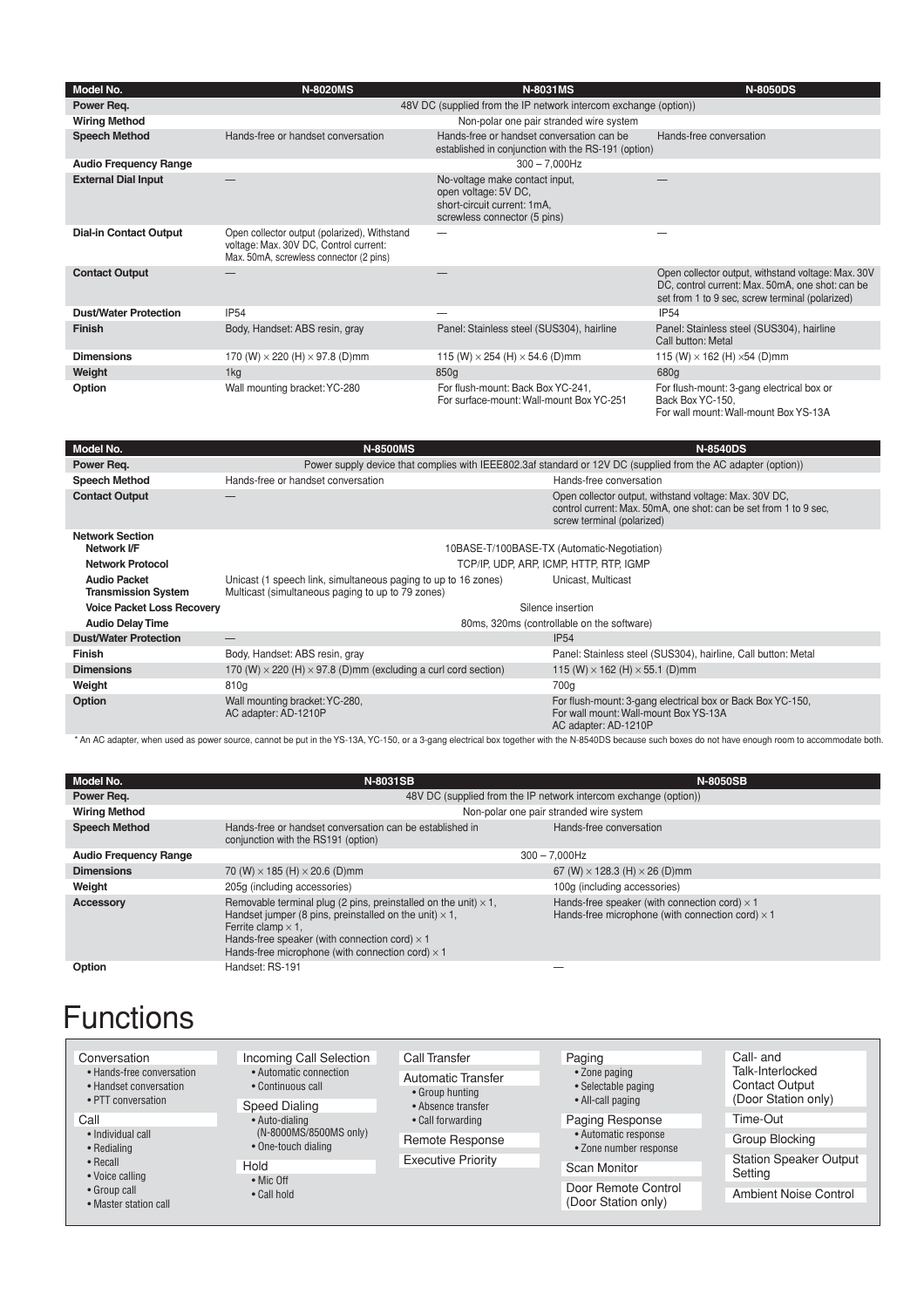| Model No. | N-8020MS | N-8031MS | N-8050DS |
|---|---|---|---|
| Power Req. | 48V DC (supplied from the IP network intercom exchange (option)) | | |
| Wiring Method | Non-polar one pair stranded wire system | | |
| Speech Method | Hands-free or handset conversation | Hands-free or handset conversation can be established in conjunction with the RS-191 (option) | Hands-free conversation |
| Audio Frequency Range | 300 – 7,000Hz | | |
| External Dial Input | — | No-voltage make contact input, open voltage: 5V DC, short-circuit current: 1mA, screwless connector (5 pins) | — |
| Dial-in Contact Output | Open collector output (polarized), Withstand voltage: Max. 30V DC, Control current: Max. 50mA, screwless connector (2 pins) | — | — |
| Contact Output | — | — | Open collector output, withstand voltage: Max. 30V DC, control current: Max. 50mA, one shot: can be set from 1 to 9 sec, screw terminal (polarized) |
| Dust/Water Protection | IP54 | — | IP54 |
| Finish | Body, Handset: ABS resin, gray | Panel: Stainless steel (SUS304), hairline | Panel: Stainless steel (SUS304), hairline Call button: Metal |
| Dimensions | 170 (W) × 220 (H) × 97.8 (D)mm | 115 (W) × 254 (H) × 54.6 (D)mm | 115 (W) × 162 (H) ×54 (D)mm |
| Weight | 1kg | 850g | 680g |
| Option | Wall mounting bracket: YC-280 | For flush-mount: Back Box YC-241, For surface-mount: Wall-mount Box YC-251 | For flush-mount: 3-gang electrical box or Back Box YC-150, For wall mount: Wall-mount Box YS-13A |

| Model No. | N-8500MS | N-8540DS |
|---|---|---|
| Power Req. | Power supply device that complies with IEEE802.3af standard or 12V DC (supplied from the AC adapter (option)) | |
| Speech Method | Hands-free or handset conversation | Hands-free conversation |
| Contact Output | — | Open collector output, withstand voltage: Max. 30V DC, control current: Max. 50mA, one shot: can be set from 1 to 9 sec, screw terminal (polarized) |
| **Network Section** | | |
| Network I/F | 10BASE-T/100BASE-TX (Automatic-Negotiation) | |
| Network Protocol | TCP/IP, UDP, ARP, ICMP, HTTP, RTP, IGMP | |
| Audio Packet Transmission System | Unicast (1 speech link, simultaneous paging to up to 16 zones) Multicast (simultaneous paging to up to 79 zones) | Unicast, Multicast |
| Voice Packet Loss Recovery | Silence insertion | |
| Audio Delay Time | 80ms, 320ms (controllable on the software) | |
| Dust/Water Protection | — | IP54 |
| Finish | Body, Handset: ABS resin, gray | Panel: Stainless steel (SUS304), hairline, Call button: Metal |
| Dimensions | 170 (W) × 220 (H) × 97.8 (D)mm (excluding a curl cord section) | 115 (W) × 162 (H) × 55.1 (D)mm |
| Weight | 810g | 700g |
| Option | Wall mounting bracket: YC-280, AC adapter: AD-1210P | For flush-mount: 3-gang electrical box or Back Box YC-150, For wall mount: Wall-mount Box YS-13A AC adapter: AD-1210P |

\* An AC adapter, when used as power source, cannot be put in the YS-13A, YC-150, or a 3-gang electrical box together with the N-8540DS because such boxes do not have enough room to accommodate both.

| Model No. | N-8031SB | N-8050SB |
|---|---|---|
| Power Req. | 48V DC (supplied from the IP network intercom exchange (option)) | |
| Wiring Method | Non-polar one pair stranded wire system | |
| Speech Method | Hands-free or handset conversation can be established in conjunction with the RS191 (option) | Hands-free conversation |
| Audio Frequency Range | 300 – 7,000Hz | |
| Dimensions | 70 (W) × 185 (H) × 20.6 (D)mm | 67 (W) × 128.3 (H) × 26 (D)mm |
| Weight | 205g (including accessories) | 100g (including accessories) |
| Accessory | Removable terminal plug (2 pins, preinstalled on the unit) × 1, Handset jumper (8 pins, preinstalled on the unit) × 1, Ferrite clamp × 1, Hands-free speaker (with connection cord) × 1 Hands-free microphone (with connection cord) × 1 | Hands-free speaker (with connection cord) × 1 Hands-free microphone (with connection cord) × 1 |
| Option | Handset: RS-191 | — |

# Functions

**Conversation**
- Hands-free conversation
- Handset conversation
- PTT conversation

**Call**
- Individual call
- Redialing
- Recall
- Voice calling
- Group call
- Master station call

**Incoming Call Selection**
- Automatic connection
- Continuous call

**Speed Dialing**
- Auto-dialing (N-8000MS/8500MS only)
- One-touch dialing

**Hold**
- Mic Off
- Call hold

**Call Transfer**

**Automatic Transfer**
- Group hunting
- Absence transfer
- Call forwarding

**Remote Response**

**Executive Priority**

**Paging**
- Zone paging
- Selectable paging
- All-call paging

**Paging Response**
- Automatic response
- Zone number response

**Scan Monitor**

**Door Remote Control (Door Station only)**

**Call- and Talk-Interlocked Contact Output (Door Station only)**

**Time-Out**

**Group Blocking**

**Station Speaker Output Setting**

**Ambient Noise Control**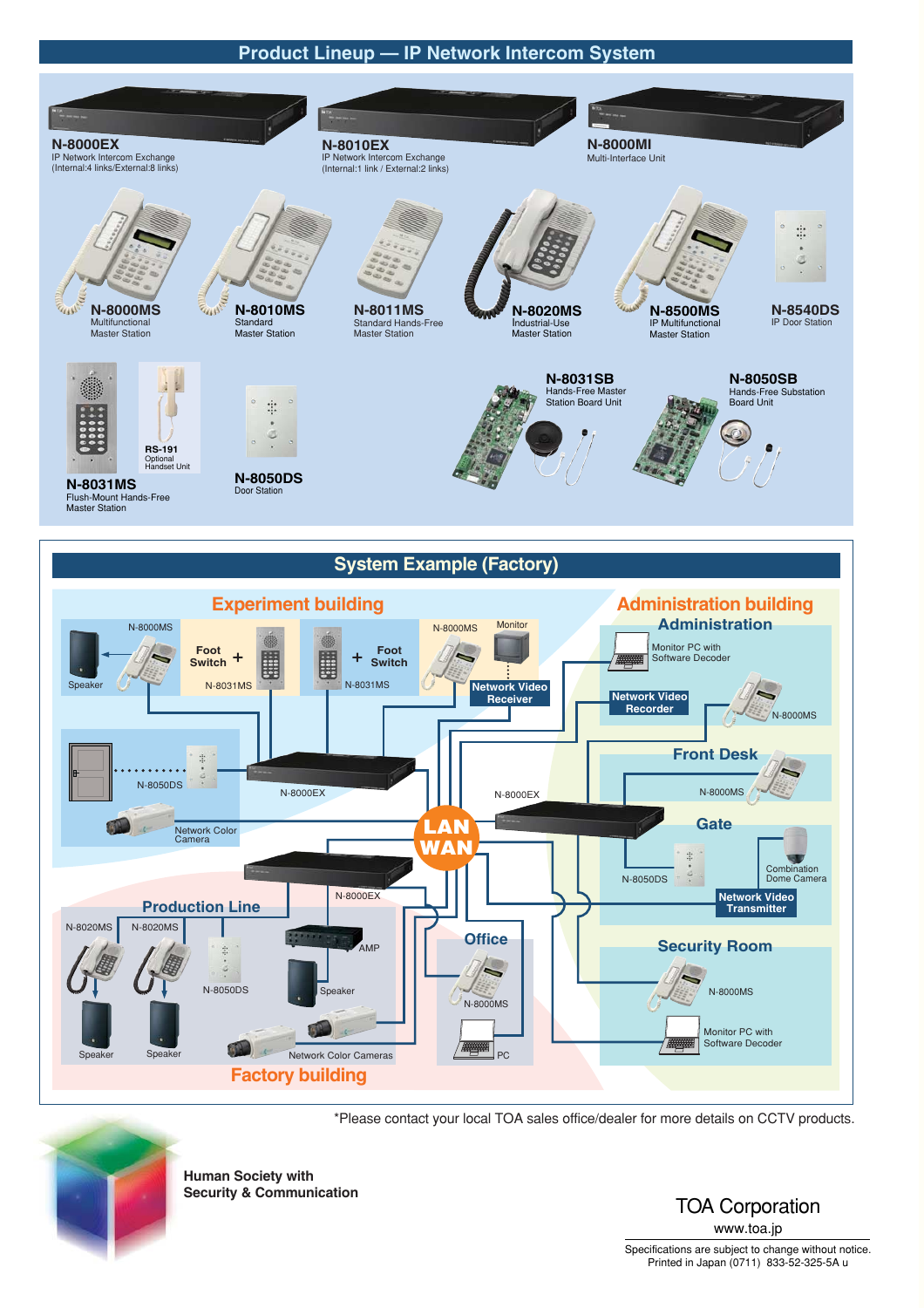## Product Lineup — IP Network Intercom System

**N-8000EX**
IP Network Intercom Exchange
(Internal:4 links/External:8 links)

**N-8010EX**
IP Network Intercom Exchange
(Internal:1 link / External:2 links)

**N-8000MI**
Multi-Interface Unit

**N-8000MS**
Multifunctional
Master Station

**N-8010MS**
Standard
Master Station

**N-8011MS**
Standard Hands-Free
Master Station

**N-8020MS**
Industrial-Use
Master Station

**N-8500MS**
IP Multifunctional
Master Station

**N-8540DS**
IP Door Station

**N-8031MS**
Flush-Mount Hands-Free
Master Station

**RS-191**
Optional
Handset Unit

**N-8050DS**
Door Station

**N-8031SB**
Hands-Free Master
Station Board Unit

**N-8050SB**
Hands-Free Substation
Board Unit

## System Example (Factory)

Experiment building
Speaker
N-8000MS
Foot Switch +
N-8031MS
+ Foot Switch
N-8031MS
N-8000MS
Monitor
Network Video Receiver
N-8050DS
Network Color Camera
N-8000EX
N-8000EX
LAN
WAN
N-8000EX

Administration building
Administration
Monitor PC with Software Decoder
Network Video Recorder
N-8000MS
Front Desk
N-8000MS
Gate
N-8050DS
Combination Dome Camera
Network Video Transmitter
Security Room
N-8000MS
Monitor PC with Software Decoder

Production Line
N-8020MS
N-8020MS
N-8050DS
AMP
Speaker
Speaker
Speaker
Network Color Cameras
Factory building

Office
N-8000MS
PC

*Please contact your local TOA sales office/dealer for more details on CCTV products.

**Human Society with Security & Communication**

TOA Corporation
www.toa.jp

Specifications are subject to change without notice.
Printed in Japan (0711) 833-52-325-5A u